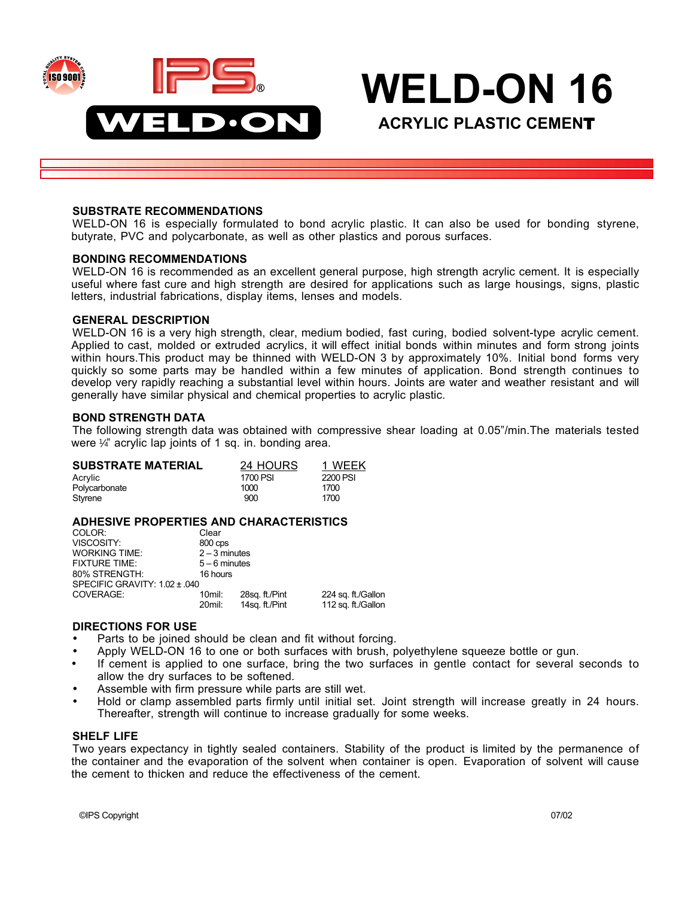IPS® WELD·ON

# WELD-ON 16

## ACRYLIC PLASTIC CEMENT

### SUBSTRATE RECOMMENDATIONS

WELD-ON 16 is especially formulated to bond acrylic plastic. It can also be used for bonding styrene, butyrate, PVC and polycarbonate, as well as other plastics and porous surfaces.

### BONDING RECOMMENDATIONS

WELD-ON 16 is recommended as an excellent general purpose, high strength acrylic cement. It is especially useful where fast cure and high strength are desired for applications such as large housings, signs, plastic letters, industrial fabrications, display items, lenses and models.

### GENERAL DESCRIPTION

WELD-ON 16 is a very high strength, clear, medium bodied, fast curing, bodied solvent-type acrylic cement. Applied to cast, molded or extruded acrylics, it will effect initial bonds within minutes and form strong joints within hours.This product may be thinned with WELD-ON 3 by approximately 10%. Initial bond forms very quickly so some parts may be handled within a few minutes of application. Bond strength continues to develop very rapidly reaching a substantial level within hours. Joints are water and weather resistant and will generally have similar physical and chemical properties to acrylic plastic.

### BOND STRENGTH DATA

The following strength data was obtained with compressive shear loading at 0.05"/min.The materials tested were ¼" acrylic lap joints of 1 sq. in. bonding area.

| SUBSTRATE MATERIAL | 24 HOURS | 1 WEEK |
|---|---|---|
| Acrylic | 1700 PSI | 2200 PSI |
| Polycarbonate | 1000 | 1700 |
| Styrene | 900 | 1700 |

### ADHESIVE PROPERTIES AND CHARACTERISTICS

| | | | |
|---|---|---|---|
| COLOR: | Clear | | |
| VISCOSITY: | 800 cps | | |
| WORKING TIME: | 2 – 3 minutes | | |
| FIXTURE TIME: | 5 – 6 minutes | | |
| 80% STRENGTH: | 16 hours | | |
| SPECIFIC GRAVITY: 1.02 ± .040 | | | |
| COVERAGE: | 10mil: | 28sq. ft./Pint | 224 sq. ft./Gallon |
| | 20mil: | 14sq. ft./Pint | 112 sq. ft./Gallon |

### DIRECTIONS FOR USE

- Parts to be joined should be clean and fit without forcing.
- Apply WELD-ON 16 to one or both surfaces with brush, polyethylene squeeze bottle or gun.
- If cement is applied to one surface, bring the two surfaces in gentle contact for several seconds to allow the dry surfaces to be softened.
- Assemble with firm pressure while parts are still wet.
- Hold or clamp assembled parts firmly until initial set. Joint strength will increase greatly in 24 hours. Thereafter, strength will continue to increase gradually for some weeks.

### SHELF LIFE

Two years expectancy in tightly sealed containers. Stability of the product is limited by the permanence of the container and the evaporation of the solvent when container is open. Evaporation of solvent will cause the cement to thicken and reduce the effectiveness of the cement.

©IPS Copyright 07/02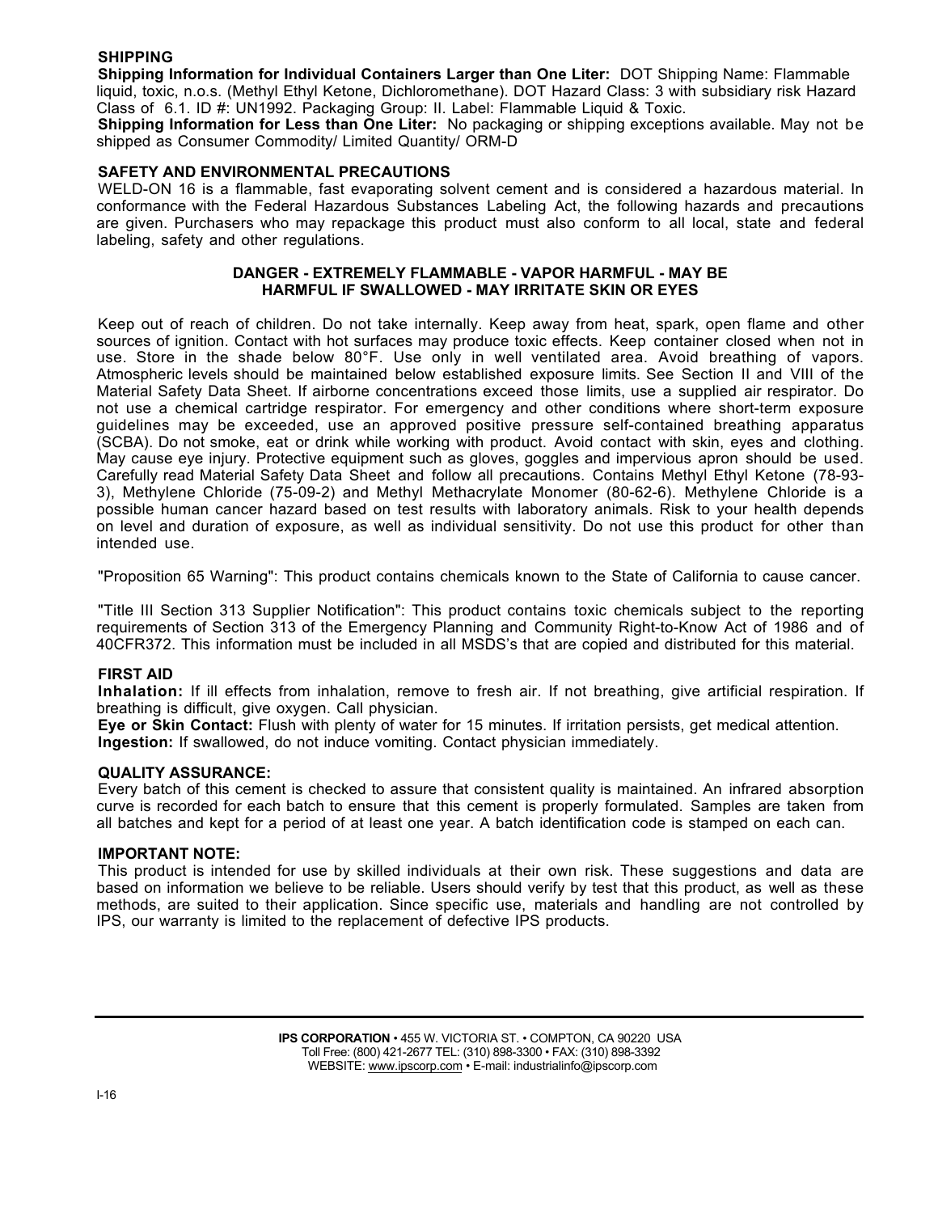## SHIPPING

**Shipping Information for Individual Containers Larger than One Liter:** DOT Shipping Name: Flammable liquid, toxic, n.o.s. (Methyl Ethyl Ketone, Dichloromethane). DOT Hazard Class: 3 with subsidiary risk Hazard Class of 6.1. ID #: UN1992. Packaging Group: II. Label: Flammable Liquid & Toxic.

**Shipping Information for Less than One Liter:** No packaging or shipping exceptions available. May not be shipped as Consumer Commodity/ Limited Quantity/ ORM-D

## SAFETY AND ENVIRONMENTAL PRECAUTIONS

WELD-ON 16 is a flammable, fast evaporating solvent cement and is considered a hazardous material. In conformance with the Federal Hazardous Substances Labeling Act, the following hazards and precautions are given. Purchasers who may repackage this product must also conform to all local, state and federal labeling, safety and other regulations.

**DANGER - EXTREMELY FLAMMABLE - VAPOR HARMFUL - MAY BE HARMFUL IF SWALLOWED - MAY IRRITATE SKIN OR EYES**

Keep out of reach of children. Do not take internally. Keep away from heat, spark, open flame and other sources of ignition. Contact with hot surfaces may produce toxic effects. Keep container closed when not in use. Store in the shade below 80°F. Use only in well ventilated area. Avoid breathing of vapors. Atmospheric levels should be maintained below established exposure limits. See Section II and VIII of the Material Safety Data Sheet. If airborne concentrations exceed those limits, use a supplied air respirator. Do not use a chemical cartridge respirator. For emergency and other conditions where short-term exposure guidelines may be exceeded, use an approved positive pressure self-contained breathing apparatus (SCBA). Do not smoke, eat or drink while working with product. Avoid contact with skin, eyes and clothing. May cause eye injury. Protective equipment such as gloves, goggles and impervious apron should be used. Carefully read Material Safety Data Sheet and follow all precautions. Contains Methyl Ethyl Ketone (78-93-3), Methylene Chloride (75-09-2) and Methyl Methacrylate Monomer (80-62-6). Methylene Chloride is a possible human cancer hazard based on test results with laboratory animals. Risk to your health depends on level and duration of exposure, as well as individual sensitivity. Do not use this product for other than intended use.

"Proposition 65 Warning": This product contains chemicals known to the State of California to cause cancer.

"Title III Section 313 Supplier Notification": This product contains toxic chemicals subject to the reporting requirements of Section 313 of the Emergency Planning and Community Right-to-Know Act of 1986 and of 40CFR372. This information must be included in all MSDS's that are copied and distributed for this material.

## FIRST AID

**Inhalation:** If ill effects from inhalation, remove to fresh air. If not breathing, give artificial respiration. If breathing is difficult, give oxygen. Call physician.

**Eye or Skin Contact:** Flush with plenty of water for 15 minutes. If irritation persists, get medical attention.

**Ingestion:** If swallowed, do not induce vomiting. Contact physician immediately.

## QUALITY ASSURANCE:

Every batch of this cement is checked to assure that consistent quality is maintained. An infrared absorption curve is recorded for each batch to ensure that this cement is properly formulated. Samples are taken from all batches and kept for a period of at least one year. A batch identification code is stamped on each can.

## IMPORTANT NOTE:

This product is intended for use by skilled individuals at their own risk. These suggestions and data are based on information we believe to be reliable. Users should verify by test that this product, as well as these methods, are suited to their application. Since specific use, materials and handling are not controlled by IPS, our warranty is limited to the replacement of defective IPS products.

**IPS CORPORATION** • 455 W. VICTORIA ST. • COMPTON, CA 90220 USA
Toll Free: (800) 421-2677 TEL: (310) 898-3300 • FAX: (310) 898-3392
WEBSITE: www.ipscorp.com • E-mail: industrialinfo@ipscorp.com

I-16